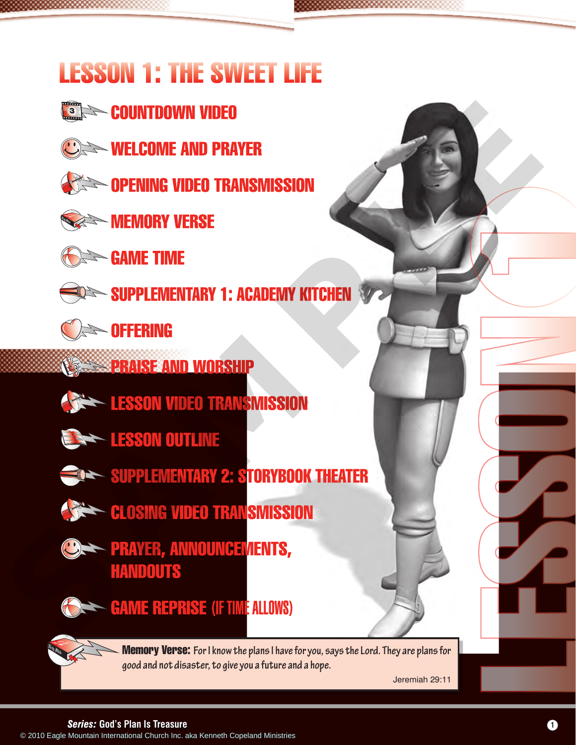# LESSON 1: THE SWEET LIFE

- COUNTDOWN VIDEO
- WELCOME AND PRAYER
- OPENING VIDEO TRANSMISSION
- MEMORY VERSE
- GAME TIME
- SUPPLEMENTARY 1: ACADEMY KITCHEN
- OFFERING
- PRAISE AND WORSHIP
- LESSON VIDEO TRANSMISSION
- LESSON OUTLINE
- SUPPLEMENTARY 2: STORYBOOK THEATER
- CLOSING VIDEO TRANSMISSION
- PRAYER, ANNOUNCEMENTS, HANDOUTS
- GAME REPRISE (IF TIME ALLOWS)

**Memory Verse:** For I know the plans I have for you, says the Lord. They are plans for good and not disaster, to give you a future and a hope.

Jeremiah 29:11

LESSON 1

***Series:*** **God's Plan Is Treasure**

© 2010 Eagle Mountain International Church Inc. aka Kenneth Copeland Ministries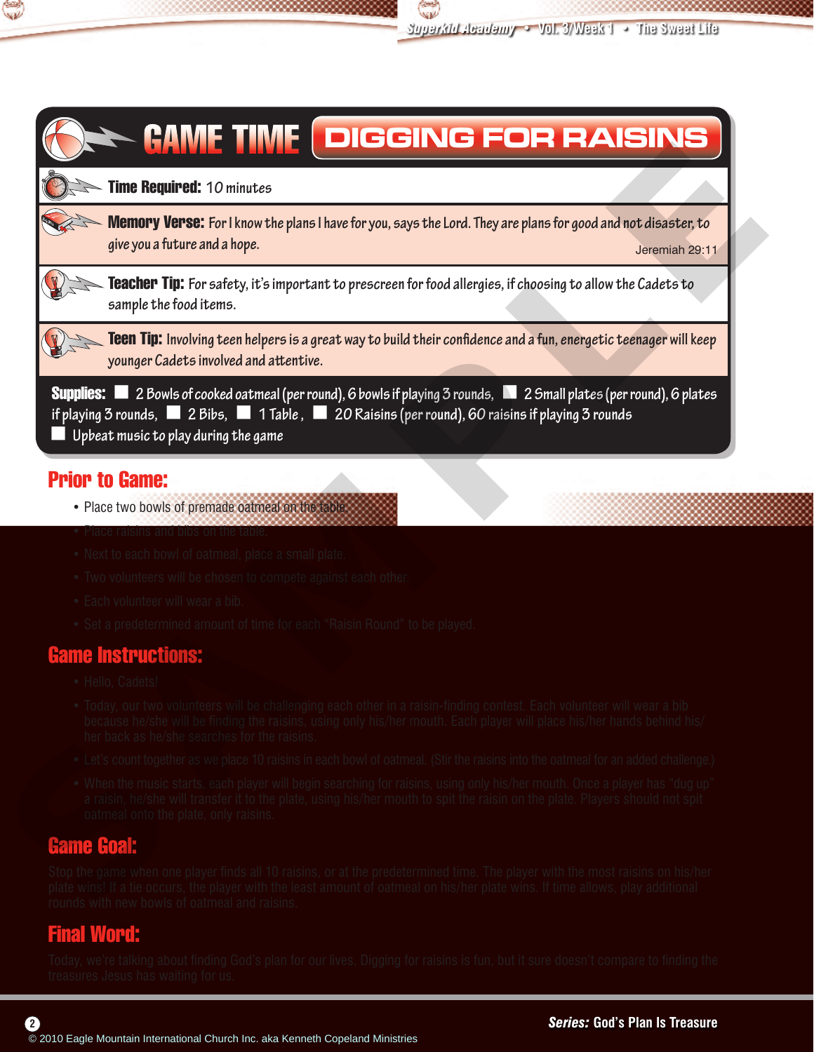# GAME TIME: DIGGING FOR RAISINS

**Time Required:** 10 minutes

**Memory Verse:** For I know the plans I have for you, says the Lord. They are plans for good and not disaster, to give you a future and a hope. Jeremiah 29:11

**Teacher Tip:** For safety, it's important to prescreen for food allergies, if choosing to allow the Cadets to sample the food items.

**Teen Tip:** Involving teen helpers is a great way to build their confidence and a fun, energetic teenager will keep younger Cadets involved and attentive.

**Supplies:** ☐ 2 Bowls of cooked oatmeal (per round), 6 bowls if playing 3 rounds, ☐ 2 Small plates (per round), 6 plates if playing 3 rounds, ☐ 2 Bibs, ☐ 1 Table, ☐ 20 Raisins (per round), 60 raisins if playing 3 rounds ☐ Upbeat music to play during the game

## Prior to Game:

- Place two bowls of premade oatmeal on the table.
- Place raisins and bibs on the table.
- Next to each bowl of oatmeal, place a small plate.
- Two volunteers will be chosen to compete against each other.
- Each volunteer will wear a bib.
- Set a predetermined amount of time for each "Raisin Round" to be played.

## Game Instructions:

- Hello, Cadets!
- Today, our two volunteers will be challenging each other in a raisin-finding contest. Each volunteer will wear a bib because he/she will be finding the raisins, using only his/her mouth. Each player will place his/her hands behind his/her back as he/she searches for the raisins.
- Let's count together as we place 10 raisins in each bowl of oatmeal. (Stir the raisins into the oatmeal for an added challenge.)
- When the music starts, each player will begin searching for raisins, using only his/her mouth. Once a player has "dug up" a raisin, he/she will transfer it to the plate, using his/her mouth to spit the raisin on the plate. Players should not spit oatmeal onto the plate, only raisins.

## Game Goal:

Stop the game when one player finds all 10 raisins, or at the predetermined time. The player with the most raisins on his/her plate wins! If a tie occurs, the player with the least amount of oatmeal on his/her plate wins. If time allows, play additional rounds with new bowls of oatmeal and raisins.

## Final Word:

Today, we're talking about finding God's plan for our lives. Digging for raisins is fun, but it sure doesn't compare to finding the treasures Jesus has waiting for us.

*Series:* God's Plan Is Treasure

© 2010 Eagle Mountain International Church Inc. aka Kenneth Copeland Ministries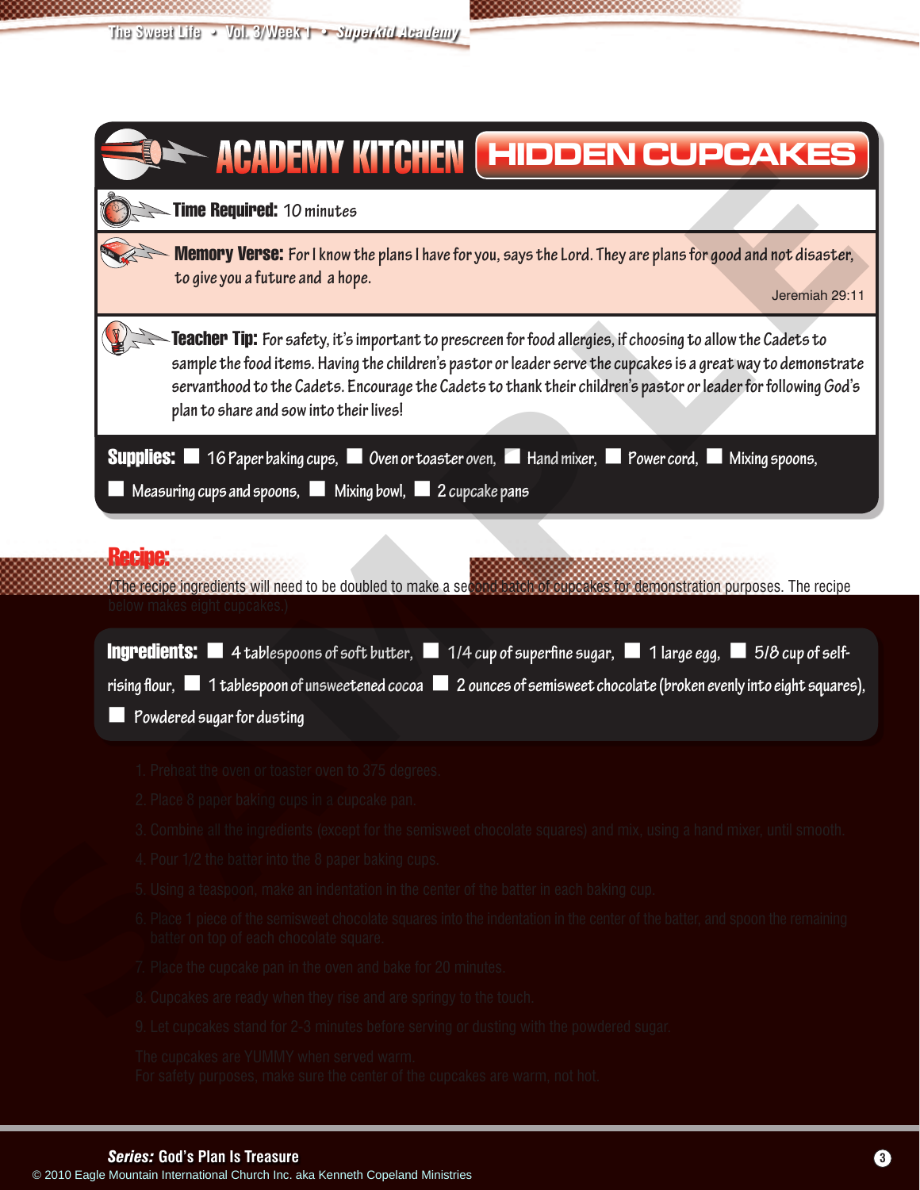# ACADEMY KITCHEN — HIDDEN CUPCAKES

**Time Required:** 10 minutes

**Memory Verse:** For I know the plans I have for you, says the Lord. They are plans for good and not disaster, to give you a future and a hope.

Jeremiah 29:11

**Teacher Tip:** For safety, it's important to prescreen for food allergies, if choosing to allow the Cadets to sample the food items. Having the children's pastor or leader serve the cupcakes is a great way to demonstrate servanthood to the Cadets. Encourage the Cadets to thank their children's pastor or leader for following God's plan to share and sow into their lives!

**Supplies:**
- 16 Paper baking cups
- Oven or toaster oven
- Hand mixer
- Power cord
- Mixing spoons
- Measuring cups and spoons
- Mixing bowl
- 2 cupcake pans

## Recipe:

(The recipe ingredients will need to be doubled to make a second batch of cupcakes for demonstration purposes. The recipe below makes eight cupcakes.)

**Ingredients:**
- 4 tablespoons of soft butter
- 1/4 cup of superfine sugar
- 1 large egg
- 5/8 cup of self-rising flour
- 1 tablespoon of unsweetened cocoa
- 2 ounces of semisweet chocolate (broken evenly into eight squares)
- Powdered sugar for dusting

1. Preheat the oven or toaster oven to 375 degrees.
2. Place 8 paper baking cups in a cupcake pan.
3. Combine all the ingredients (except for the semisweet chocolate squares) and mix, using a hand mixer, until smooth.
4. Pour 1/2 the batter into the 8 paper baking cups.
5. Using a teaspoon, make an indentation in the center of the batter in each baking cup.
6. Place 1 piece of the semisweet chocolate squares into the indentation in the center of the batter, and spoon the remaining batter on top of each chocolate square.
7. Place the cupcake pan in the oven and bake for 20 minutes.
8. Cupcakes are ready when they rise and are springy to the touch.
9. Let cupcakes stand for 2-3 minutes before serving or dusting with the powdered sugar.

The cupcakes are YUMMY when served warm.
For safety purposes, make sure the center of the cupcakes are warm, not hot.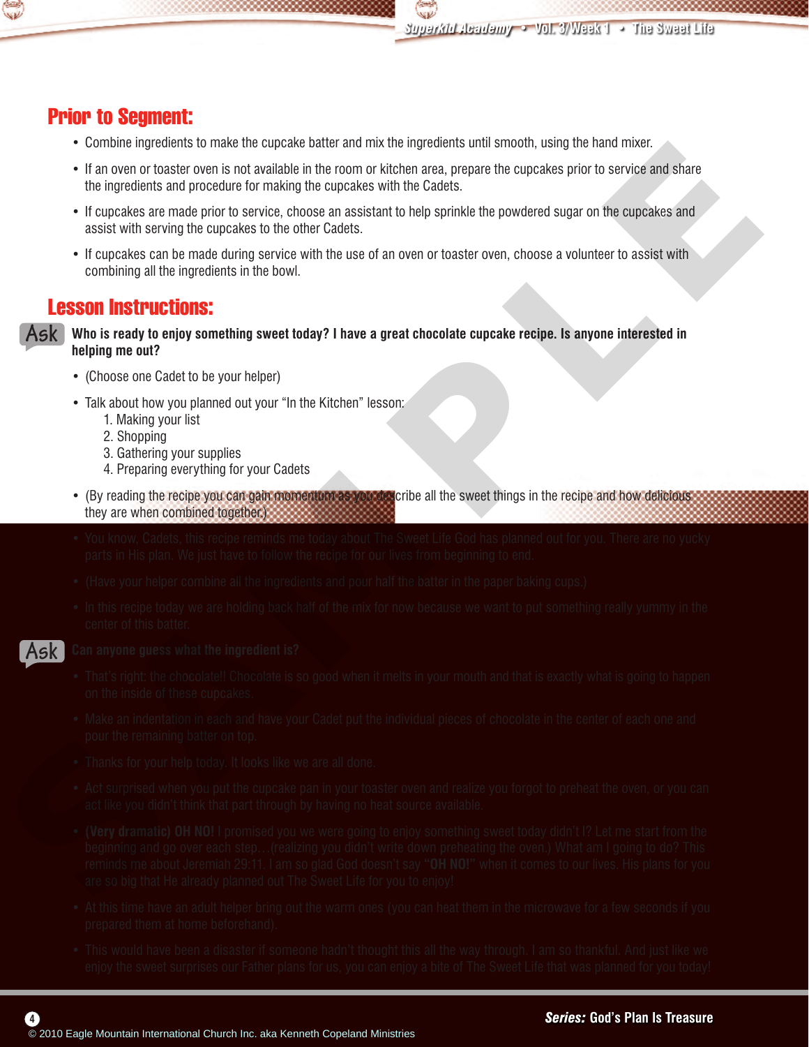## Prior to Segment:

- Combine ingredients to make the cupcake batter and mix the ingredients until smooth, using the hand mixer.
- If an oven or toaster oven is not available in the room or kitchen area, prepare the cupcakes prior to service and share the ingredients and procedure for making the cupcakes with the Cadets.
- If cupcakes are made prior to service, choose an assistant to help sprinkle the powdered sugar on the cupcakes and assist with serving the cupcakes to the other Cadets.
- If cupcakes can be made during service with the use of an oven or toaster oven, choose a volunteer to assist with combining all the ingredients in the bowl.

## Lesson Instructions:

**Ask** **Who is ready to enjoy something sweet today? I have a great chocolate cupcake recipe. Is anyone interested in helping me out?**

- (Choose one Cadet to be your helper)
- Talk about how you planned out your "In the Kitchen" lesson:
  1. Making your list
  2. Shopping
  3. Gathering your supplies
  4. Preparing everything for your Cadets
- (By reading the recipe you can gain momentum as you describe all the sweet things in the recipe and how delicious they are when combined together.)
- You know, Cadets, this recipe reminds me today about The Sweet Life God has planned out for you. There are no yucky parts in His plan. We just have to follow the recipe for our lives from beginning to end.
- (Have your helper combine all the ingredients and pour half the batter in the paper baking cups.)
- In this recipe today we are holding back half of the mix for now because we want to put something really yummy in the center of this batter.

**Ask** **Can anyone guess what the ingredient is?**

- That's right: the chocolate!! Chocolate is so good when it melts in your mouth and that is exactly what is going to happen on the inside of these cupcakes.
- Make an indentation in each and have your Cadet put the individual pieces of chocolate in the center of each one and pour the remaining batter on top.
- Thanks for your help today. It looks like we are all done.
- Act surprised when you put the cupcake pan in your toaster oven and realize you forgot to preheat the oven, or you can act like you didn't think that part through by having no heat source available.
- **(Very dramatic) OH NO!** I promised you we were going to enjoy something sweet today didn't I? Let me start from the beginning and go over each step…(realizing you didn't write down preheating the oven.) What am I going to do? This reminds me about Jeremiah 29:11. I am so glad God doesn't say **"OH NO!"** when it comes to our lives. His plans for you are so big that He already planned out The Sweet Life for you to enjoy!
- At this time have an adult helper bring out the warm ones (you can heat them in the microwave for a few seconds if you prepared them at home beforehand).
- This would have been a disaster if someone hadn't thought this all the way through. I am so thankful. And just like we enjoy the sweet surprises our Father plans for us, you can enjoy a bite of The Sweet Life that was planned for you today!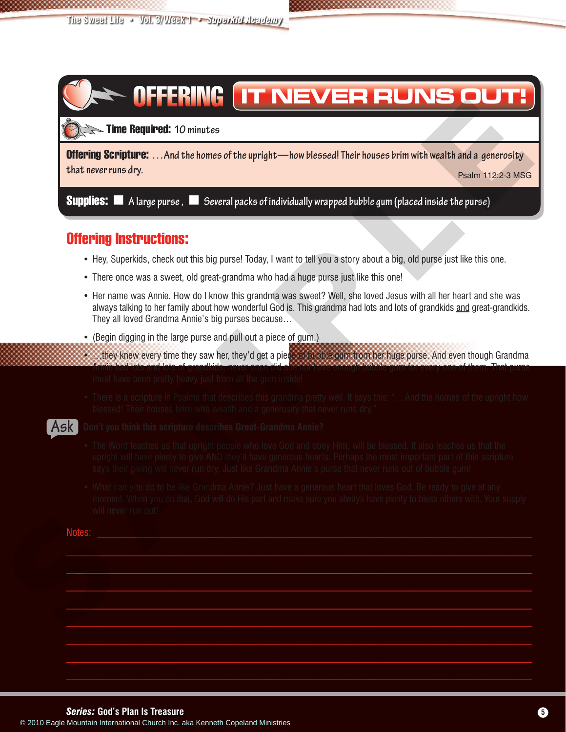# OFFERING IT NEVER RUNS OUT!

**Time Required:** 10 minutes

**Offering Scripture:** …And the homes of the upright—how blessed! Their houses brim with wealth and a generosity that never runs dry.

Psalm 112:2-3 MSG

**Supplies:** ☐ A large purse, ☐ Several packs of individually wrapped bubble gum (placed inside the purse)

## Offering Instructions:

- Hey, Superkids, check out this big purse! Today, I want to tell you a story about a big, old purse just like this one.
- There once was a sweet, old great-grandma who had a huge purse just like this one!
- Her name was Annie. How do I know this grandma was sweet? Well, she loved Jesus with all her heart and she was always talking to her family about how wonderful God is. This grandma had lots and lots of grandkids and great-grandkids. They all loved Grandma Annie's big purses because…
- (Begin digging in the large purse and pull out a piece of gum.)
- …they knew every time they saw her, they'd get a piece of bubble gum from her huge purse. And even though Grandma Annie had lots and lots of grandkids, never once did she not have enough bubble gum for every one of them. That purse must have been pretty heavy just from all the gum inside!
- There is a scripture in Psalms that describes this grandma pretty well. It says this: "…And the homes of the upright how blessed! Their houses brim with wealth and a generosity that never runs dry."

**Ask** Don't you think this scripture describes Great-Grandma Annie?

- The Word teaches us that upright people who love God and obey Him, will be blessed. It also teaches us that the upright will have plenty to give AND they'll have generous hearts. Perhaps the most important part of this scripture says their giving will never run dry. Just like Grandma Annie's purse that never runs out of bubble gum!
- What can you do to be like Grandma Annie? Just have a generous heart that loves God. Be ready to give at any moment. When you do that, God will do His part and make sure you always have plenty to bless others with. Your supply will never run out!

Notes: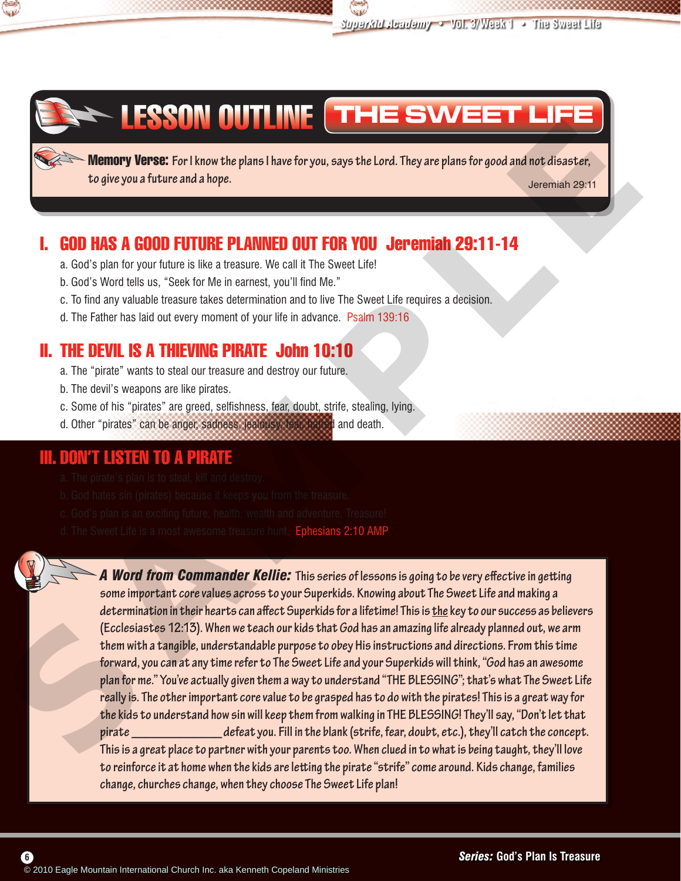# LESSON OUTLINE THE SWEET LIFE

**Memory Verse:** For I know the plans I have for you, says the Lord. They are plans for good and not disaster, to give you a future and a hope.
Jeremiah 29:11

## I. GOD HAS A GOOD FUTURE PLANNED OUT FOR YOU Jeremiah 29:11-14

a. God's plan for your future is like a treasure. We call it The Sweet Life!
b. God's Word tells us, "Seek for Me in earnest, you'll find Me."
c. To find any valuable treasure takes determination and to live The Sweet Life requires a decision.
d. The Father has laid out every moment of your life in advance. Psalm 139:16

## II. THE DEVIL IS A THIEVING PIRATE John 10:10

a. The "pirate" wants to steal our treasure and destroy our future.
b. The devil's weapons are like pirates.
c. Some of his "pirates" are greed, selfishness, fear, doubt, strife, stealing, lying.
d. Other "pirates" can be anger, sadness, jealousy, fear, hatred and death.

## III. DON'T LISTEN TO A PIRATE

a. The pirate's plan is to steal, kill and destroy.
b. God hates sin (pirates) because it keeps you from the treasure.
c. God's plan is an exciting future, health, wealth and adventure. Treasure!
d. The Sweet Life is a most awesome treasure hunt. Ephesians 2:10 AMP

***A Word from Commander Kellie:*** This series of lessons is going to be very effective in getting some important core values across to your Superkids. Knowing about The Sweet Life and making a determination in their hearts can affect Superkids for a lifetime! This is the key to our success as believers (Ecclesiastes 12:13). When we teach our kids that God has an amazing life already planned out, we arm them with a tangible, understandable purpose to obey His instructions and directions. From this time forward, you can at any time refer to The Sweet Life and your Superkids will think, "God has an awesome plan for me." You've actually given them a way to understand "THE BLESSING"; that's what The Sweet Life really is. The other important core value to be grasped has to do with the pirates! This is a great way for the kids to understand how sin will keep them from walking in THE BLESSING! They'll say, "Don't let that pirate ______________ defeat you. Fill in the blank (strife, fear, doubt, etc.), they'll catch the concept. This is a great place to partner with your parents too. When clued in to what is being taught, they'll love to reinforce it at home when the kids are letting the pirate "strife" come around. Kids change, families change, churches change, when they choose The Sweet Life plan!

*Series:* God's Plan Is Treasure

© 2010 Eagle Mountain International Church Inc. aka Kenneth Copeland Ministries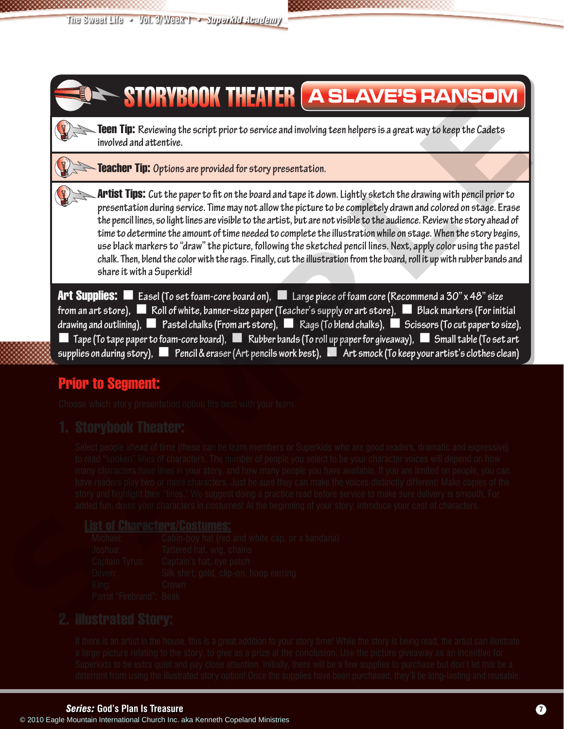# STORYBOOK THEATER: A SLAVE'S RANSOM

**Teen Tip:** Reviewing the script prior to service and involving teen helpers is a great way to keep the Cadets involved and attentive.

**Teacher Tip:** Options are provided for story presentation.

**Artist Tips:** Cut the paper to fit on the board and tape it down. Lightly sketch the drawing with pencil prior to presentation during service. Time may not allow the picture to be completely drawn and colored on stage. Erase the pencil lines, so light lines are visible to the artist, but are not visible to the audience. Review the story ahead of time to determine the amount of time needed to complete the illustration while on stage. When the story begins, use black markers to "draw" the picture, following the sketched pencil lines. Next, apply color using the pastel chalk. Then, blend the color with the rags. Finally, cut the illustration from the board, roll it up with rubber bands and share it with a Superkid!

**Art Supplies:** ☐ Easel (To set foam-core board on), ☐ Large piece of foam core (Recommend a 30" x 48" size from an art store), ☐ Roll of white, banner-size paper (Teacher's supply or art store), ☐ Black markers (For initial drawing and outlining), ☐ Pastel chalks (From art store), ☐ Rags (To blend chalks), ☐ Scissors (To cut paper to size), ☐ Tape (To tape paper to foam-core board), ☐ Rubber bands (To roll up paper for giveaway), ☐ Small table (To set art supplies on during story), ☐ Pencil & eraser (Art pencils work best), ☐ Art smock (To keep your artist's clothes clean)

## Prior to Segment:

Choose which story presentation option fits best with your team.

### 1. Storybook Theater:

Select people ahead of time (these can be team members or Superkids who are good readers, dramatic and expressive) to read "spoken" lines of characters. The number of people you select to be your character voices will depend on how many characters have lines in your story, and how many people you have available. If you are limited on people, you can have readers play two or more characters. Just be sure they can make the voices distinctly different! Make copies of the story and highlight their "lines." We suggest doing a practice read before service to make sure delivery is smooth. For added fun, dress your characters in costumes! At the beginning of your story, introduce your cast of characters.

#### List of Characters/Costumes:

| | |
|---|---|
| Michael: | Cabin-boy hat (red and white cap, or a bandana) |
| Joshua: | Tattered hat, wig, chains |
| Captain Tyrus: | Captain's hat, eye patch |
| Deven: | Silk shirt; gold, clip-on, hoop earring |
| King: | Crown |
| Parrot "Firebrand": | Beak |

### 2. Illustrated Story:

If there is an artist in the house, this is a great addition to your story time! While the story is being read, the artist can illustrate a large picture relating to the story, to give as a prize at the conclusion. Use the picture giveaway as an incentive for Superkids to be extra quiet and pay close attention. Initially, there will be a few supplies to purchase but don't let this be a deterrent from using the illustrated story option! Once the supplies have been purchased, they'll be long-lasting and reusable.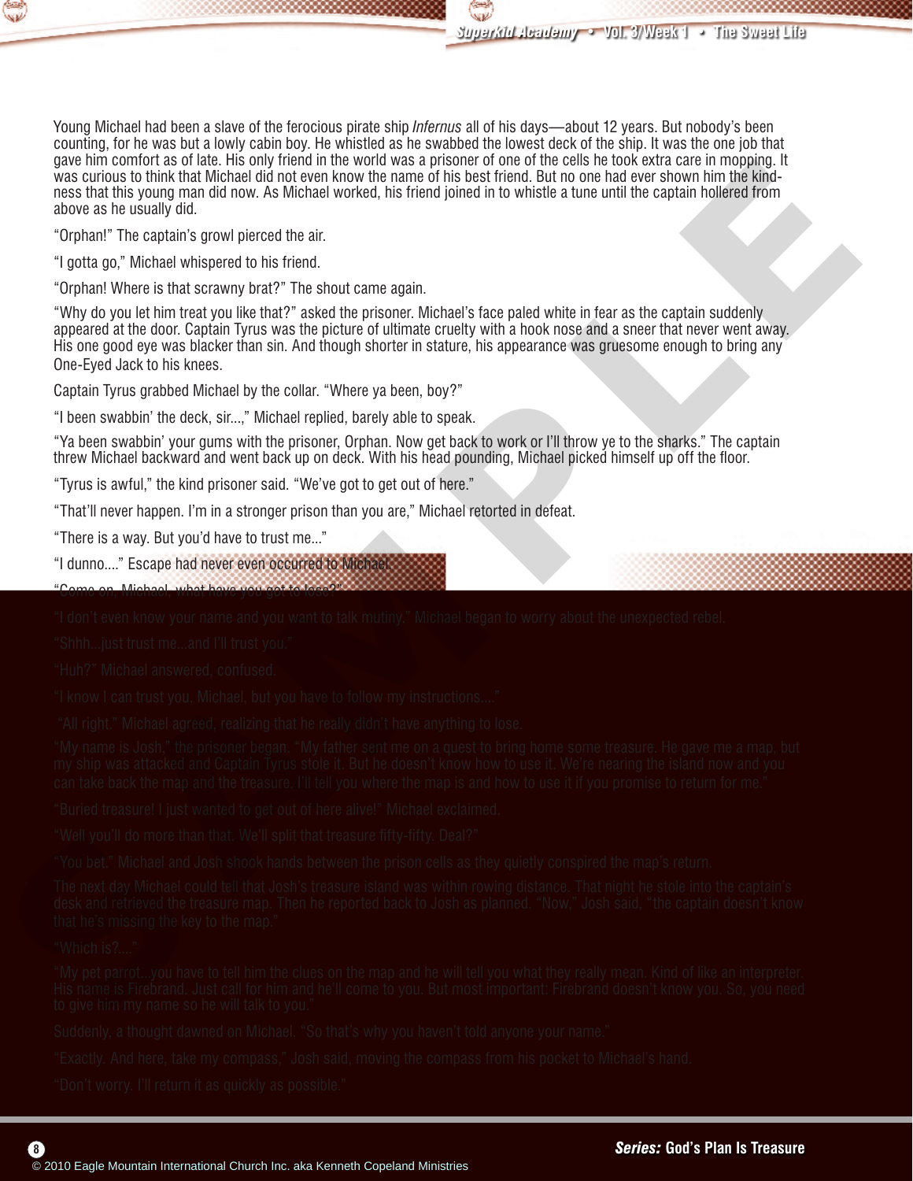Young Michael had been a slave of the ferocious pirate ship *Infernus* all of his days—about 12 years. But nobody's been counting, for he was but a lowly cabin boy. He whistled as he swabbed the lowest deck of the ship. It was the one job that gave him comfort as of late. His only friend in the world was a prisoner of one of the cells he took extra care in mopping. It was curious to think that Michael did not even know the name of his best friend. But no one had ever shown him the kindness that this young man did now. As Michael worked, his friend joined in to whistle a tune until the captain hollered from above as he usually did.

"Orphan!" The captain's growl pierced the air.

"I gotta go," Michael whispered to his friend.

"Orphan! Where is that scrawny brat?" The shout came again.

"Why do you let him treat you like that?" asked the prisoner. Michael's face paled white in fear as the captain suddenly appeared at the door. Captain Tyrus was the picture of ultimate cruelty with a hook nose and a sneer that never went away. His one good eye was blacker than sin. And though shorter in stature, his appearance was gruesome enough to bring any One-Eyed Jack to his knees.

Captain Tyrus grabbed Michael by the collar. "Where ya been, boy?"

"I been swabbin' the deck, sir...," Michael replied, barely able to speak.

"Ya been swabbin' your gums with the prisoner, Orphan. Now get back to work or I'll throw ye to the sharks." The captain threw Michael backward and went back up on deck. With his head pounding, Michael picked himself up off the floor.

"Tyrus is awful," the kind prisoner said. "We've got to get out of here."

"That'll never happen. I'm in a stronger prison than you are," Michael retorted in defeat.

"There is a way. But you'd have to trust me..."

"I dunno...." Escape had never even occurred to Michael.

"Come on, Michael, what have you got to lose?"

"I don't even know your name and you want to talk mutiny." Michael began to worry about the unexpected rebel.

"Shhh...just trust me...and I'll trust you."

"Huh?" Michael answered, confused.

"I know I can trust you, Michael, but you have to follow my instructions...."

"All right." Michael agreed, realizing that he really didn't have anything to lose.

"My name is Josh," the prisoner began. "My father sent me on a quest to bring home some treasure. He gave me a map, but my ship was attacked and Captain Tyrus stole it. But he doesn't know how to use it. We're nearing the island now and you can take back the map and the treasure. I'll tell you where the map is and how to use it if you promise to return for me."

"Buried treasure! I just wanted to get out of here alive!" Michael exclaimed.

"Well you'll do more than that. We'll split that treasure fifty-fifty. Deal?"

"You bet." Michael and Josh shook hands between the prison cells as they quietly conspired the map's return.

The next day Michael could tell that Josh's treasure island was within rowing distance. That night he stole into the captain's desk and retrieved the treasure map. Then he reported back to Josh as planned. "Now," Josh said, "the captain doesn't know that he's missing the key to the map."

"Which is?...."

"My pet parrot...you have to tell him the clues on the map and he will tell you what they really mean. Kind of like an interpreter. His name is Firebrand. Just call for him and he'll come to you. But most important: Firebrand doesn't know you. So, you need to give him my name so he will talk to you."

Suddenly, a thought dawned on Michael. "So that's why you haven't told anyone your name."

"Exactly. And here, take my compass," Josh said, moving the compass from his pocket to Michael's hand.

"Don't worry. I'll return it as quickly as possible."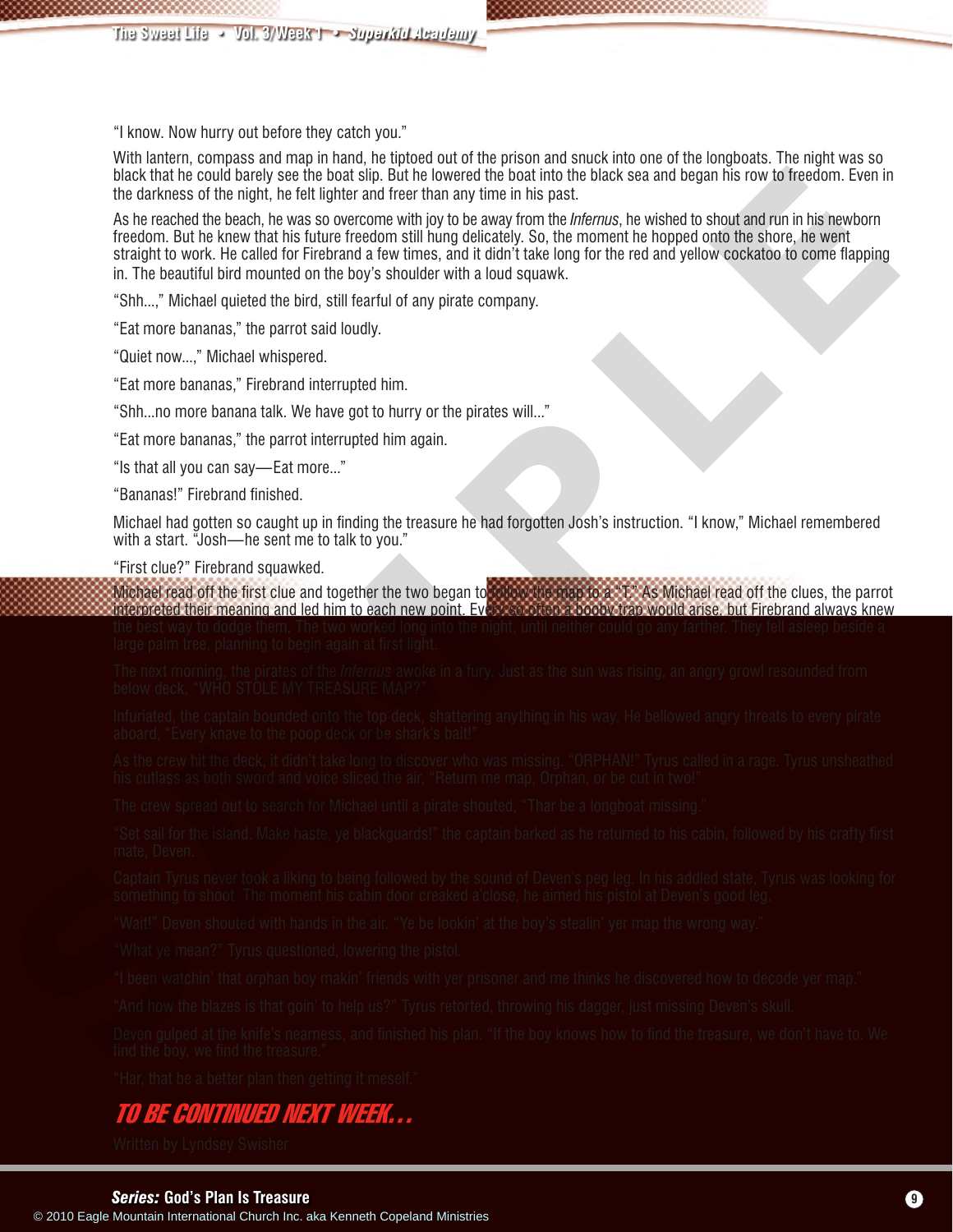"I know. Now hurry out before they catch you."

With lantern, compass and map in hand, he tiptoed out of the prison and snuck into one of the longboats. The night was so black that he could barely see the boat slip. But he lowered the boat into the black sea and began his row to freedom. Even in the darkness of the night, he felt lighter and freer than any time in his past.

As he reached the beach, he was so overcome with joy to be away from the *Infernus*, he wished to shout and run in his newborn freedom. But he knew that his future freedom still hung delicately. So, the moment he hopped onto the shore, he went straight to work. He called for Firebrand a few times, and it didn't take long for the red and yellow cockatoo to come flapping in. The beautiful bird mounted on the boy's shoulder with a loud squawk.

"Shh...," Michael quieted the bird, still fearful of any pirate company.

"Eat more bananas," the parrot said loudly.

"Quiet now...," Michael whispered.

"Eat more bananas," Firebrand interrupted him.

"Shh...no more banana talk. We have got to hurry or the pirates will..."

"Eat more bananas," the parrot interrupted him again.

"Is that all you can say—Eat more..."

"Bananas!" Firebrand finished.

Michael had gotten so caught up in finding the treasure he had forgotten Josh's instruction. "I know," Michael remembered with a start. "Josh—he sent me to talk to you."

"First clue?" Firebrand squawked.

Michael read off the first clue and together the two began to follow the map to a "T." As Michael read off the clues, the parrot interpreted their meaning and led him to each new point. Every so often a booby trap would arise, but Firebrand always knew the best way to dodge them. The two worked long into the night, until neither could go any farther. They fell asleep beside a large palm tree, planning to begin again at first light.

The next morning, the pirates of the *Infernus* awoke in a fury. Just as the sun was rising, an angry growl resounded from below deck, "WHO STOLE MY TREASURE MAP?"

Infuriated, the captain bounded onto the top deck, shattering anything in his way. He bellowed angry threats to every pirate aboard, "Every knave to the poop deck or be shark's bait!"

As the crew hit the deck, it didn't take long to discover who was missing. "ORPHAN!" Tyrus called in a rage. Tyrus unsheathed his cutlass as both sword and voice sliced the air, "Return me map, Orphan, or be cut in two!"

The crew spread out to search for Michael until a pirate shouted, "Thar be a longboat missing."

"Set sail for the island. Make haste, ye blackguards!" the captain barked as he returned to his cabin, followed by his crafty first mate, Deven.

Captain Tyrus never took a liking to being followed by the sound of Deven's peg leg. In his addled state, Tyrus was looking for something to shoot. The moment his cabin door creaked a'close, he aimed his pistol at Deven's good leg.

"Wait!" Deven shouted with hands in the air. "Ye be lookin' at the boy's stealin' yer map the wrong way."

"What ye mean?" Tyrus questioned, lowering the pistol.

"I been watchin' that orphan boy makin' friends with yer prisoner and me thinks he discovered how to decode yer map."

"And how the blazes is that goin' to help us?" Tyrus retorted, throwing his dagger, just missing Deven's skull.

Deven gulped at the knife's nearness, and finished his plan. "If the boy knows how to find the treasure, we don't have to. We find the boy, we find the treasure."

"Har, that be a better plan then getting it meself."

## *TO BE CONTINUED NEXT WEEK...*

Written by Lyndsey Swisher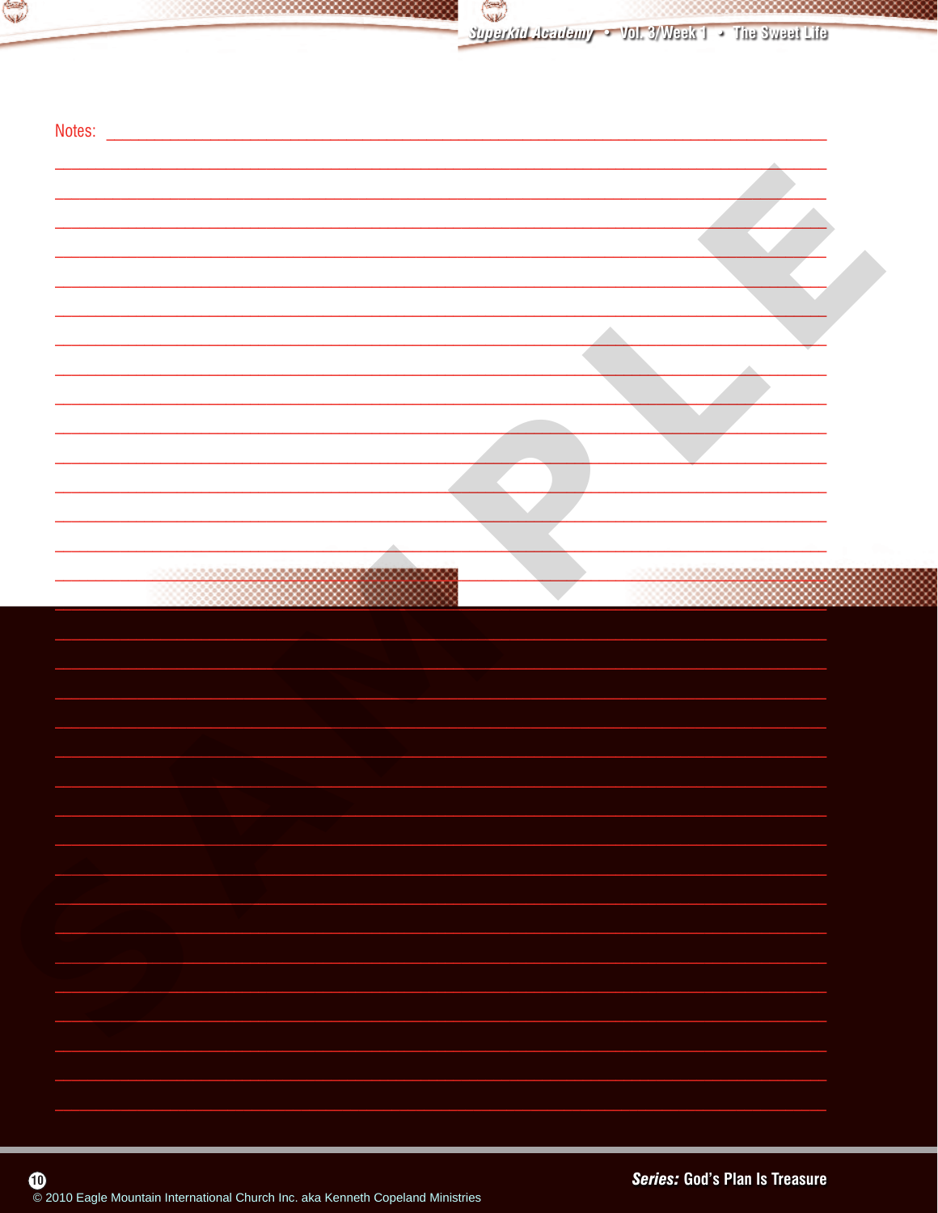Notes: